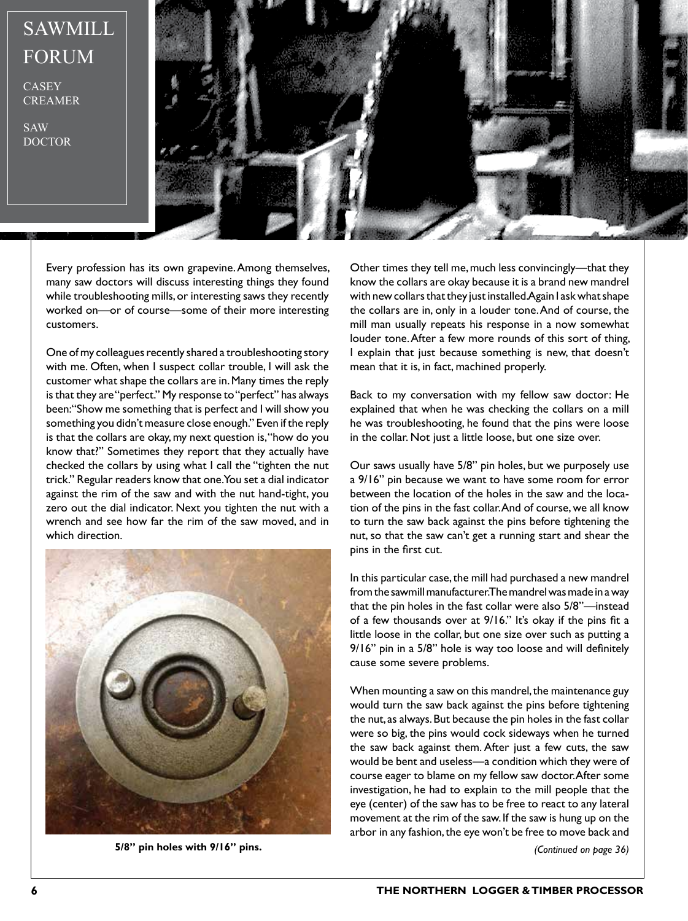# SAWMILL FORUM

CASEY CREAMER

SAW DOCTOR

Every profession has its own grapevine. Among themselves, many saw doctors will discuss interesting things they found while troubleshooting mills, or interesting saws they recently worked on—or of course—some of their more interesting customers.

One of my colleagues recently shared a troubleshooting story with me. Often, when I suspect collar trouble, I will ask the customer what shape the collars are in. Many times the reply is that they are "perfect." My response to "perfect" has always been: "Show me something that is perfect and I will show you something you didn't measure close enough." Even if the reply is that the collars are okay, my next question is, "how do you know that?" Sometimes they report that they actually have checked the collars by using what I call the "tighten the nut trick." Regular readers know that one. You set a dial indicator against the rim of the saw and with the nut hand-tight, you zero out the dial indicator. Next you tighten the nut with a wrench and see how far the rim of the saw moved, and in which direction.

**5/8" pin holes with 9/16" pins.**

Other times they tell me, much less convincingly—that they know the collars are okay because it is a brand new mandrel with new collars that they just installed. Again I ask what shape the collars are in, only in a louder tone. And of course, the mill man usually repeats his response in a now somewhat louder tone. After a few more rounds of this sort of thing, I explain that just because something is new, that doesn't mean that it is, in fact, machined properly.

Back to my conversation with my fellow saw doctor: He explained that when he was checking the collars on a mill he was troubleshooting, he found that the pins were loose in the collar. Not just a little loose, but one size over.

Our saws usually have 5/8" pin holes, but we purposely use a 9/16" pin because we want to have some room for error between the location of the holes in the saw and the location of the pins in the fast collar. And of course, we all know to turn the saw back against the pins before tightening the nut, so that the saw can't get a running start and shear the pins in the first cut.

In this particular case, the mill had purchased a new mandrel from the sawmill manufacturer. The mandrel was made in a way that the pin holes in the fast collar were also 5/8"—instead of a few thousands over at 9/16." It's okay if the pins fit a little loose in the collar, but one size over such as putting a 9/16" pin in a 5/8" hole is way too loose and will definitely cause some severe problems.

When mounting a saw on this mandrel, the maintenance guy would turn the saw back against the pins before tightening the nut, as always. But because the pin holes in the fast collar were so big, the pins would cock sideways when he turned the saw back against them. After just a few cuts, the saw would be bent and useless—a condition which they were of course eager to blame on my fellow saw doctor. After some investigation, he had to explain to the mill people that the eye (center) of the saw has to be free to react to any lateral movement at the rim of the saw. If the saw is hung up on the arbor in any fashion, the eye won't be free to move back and

*(Continued on page 36)*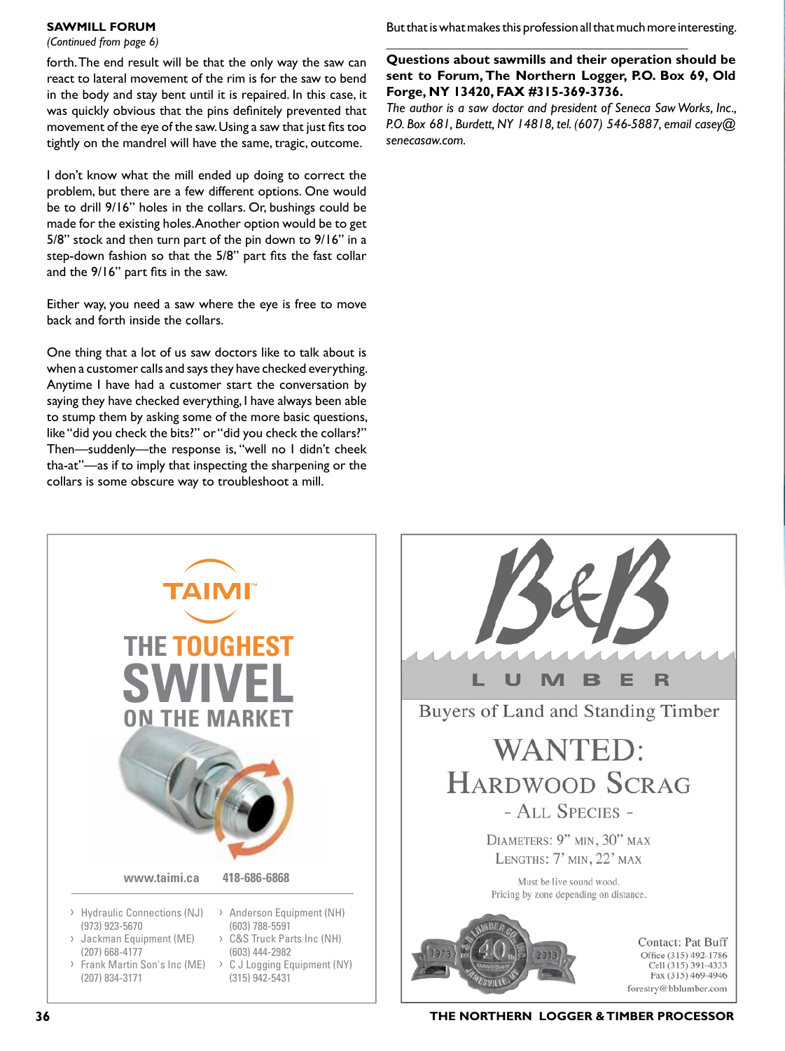**SAWMILL FORUM**

*(Continued from page 6)*

forth. The end result will be that the only way the saw can react to lateral movement of the rim is for the saw to bend in the body and stay bent until it is repaired. In this case, it was quickly obvious that the pins definitely prevented that movement of the eye of the saw. Using a saw that just fits too tightly on the mandrel will have the same, tragic, outcome.

I don't know what the mill ended up doing to correct the problem, but there are a few different options. One would be to drill 9/16" holes in the collars. Or, bushings could be made for the existing holes. Another option would be to get 5/8" stock and then turn part of the pin down to 9/16" in a step-down fashion so that the 5/8" part fits the fast collar and the 9/16" part fits in the saw.

Either way, you need a saw where the eye is free to move back and forth inside the collars.

One thing that a lot of us saw doctors like to talk about is when a customer calls and says they have checked everything. Anytime I have had a customer start the conversation by saying they have checked everything, I have always been able to stump them by asking some of the more basic questions, like "did you check the bits?" or "did you check the collars?" Then—suddenly—the response is, "well no I didn't cheek tha-at"—as if to imply that inspecting the sharpening or the collars is some obscure way to troubleshoot a mill.

But that is what makes this profession all that much more interesting.

**Questions about sawmills and their operation should be sent to Forum, The Northern Logger, P.O. Box 69, Old Forge, NY 13420, FAX #315-369-3736.**

*The author is a saw doctor and president of Seneca Saw Works, Inc., P.O. Box 681, Burdett, NY 14818, tel. (607) 546-5887, email casey@senecasaw.com.*

TAIMI™

THE TOUGHEST SWIVEL ON THE MARKET

www.taimi.ca 418-686-6868

- Hydraulic Connections (NJ) (973) 923-5670
- Jackman Equipment (ME) (207) 668-4177
- Frank Martin Son's Inc (ME) (207) 834-3171
- Anderson Equipment (NH) (603) 788-5591
- C&S Truck Parts Inc (NH) (603) 444-2982
- C J Logging Equipment (NY) (315) 942-5431

B&B LUMBER

Buyers of Land and Standing Timber

WANTED:
HARDWOOD SCRAG
- ALL SPECIES -

DIAMETERS: 9" MIN, 30" MAX
LENGTHS: 7' MIN, 22' MAX

Must be live sound wood.
Pricing by zone depending on distance.

1973 B&B LUMBER CO. INC. 40th ANNIVERSARY JAMESVILLE, NY 2013

Contact: Pat Buff
Office (315) 492-1786
Cell (315) 391-4333
Fax (315) 469-4946
forestry@bblumber.com